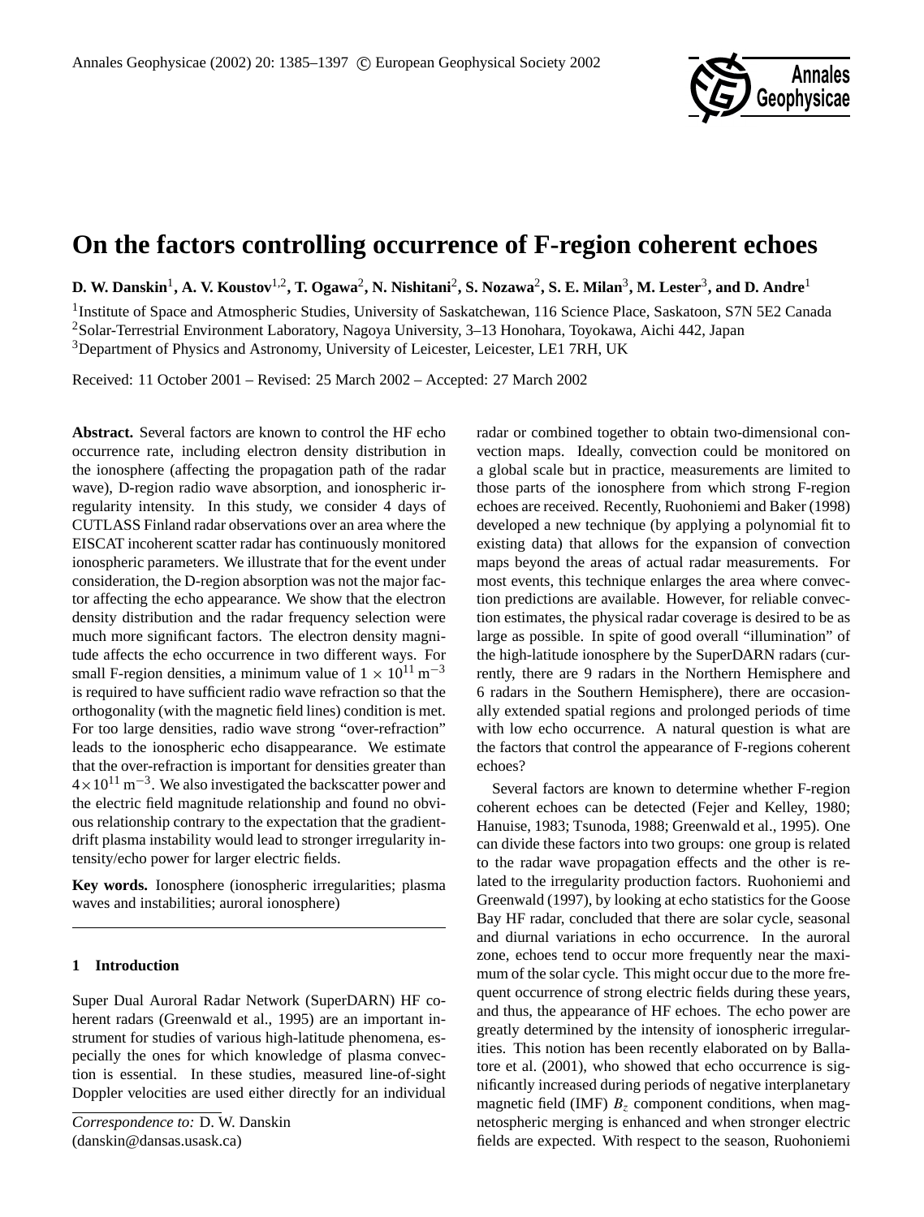# On the factors controlling occurrence of F-region coherent echoes

**D. W. Danskin[1], A. V. Koustov[1,2], T. Ogawa[2], N. Nishitani[2], S. Nozawa[2], S. E. Milan[3], M. Lester[3], and D. Andre[1]**

[1]Institute of Space and Atmospheric Studies, University of Saskatchewan, 116 Science Place, Saskatoon, S7N 5E2 Canada
[2]Solar-Terrestrial Environment Laboratory, Nagoya University, 3–13 Honohara, Toyokawa, Aichi 442, Japan
[3]Department of Physics and Astronomy, University of Leicester, Leicester, LE1 7RH, UK

Received: 11 October 2001 – Revised: 25 March 2002 – Accepted: 27 March 2002

**Abstract.** Several factors are known to control the HF echo occurrence rate, including electron density distribution in the ionosphere (affecting the propagation path of the radar wave), D-region radio wave absorption, and ionospheric irregularity intensity. In this study, we consider 4 days of CUTLASS Finland radar observations over an area where the EISCAT incoherent scatter radar has continuously monitored ionospheric parameters. We illustrate that for the event under consideration, the D-region absorption was not the major factor affecting the echo appearance. We show that the electron density distribution and the radar frequency selection were much more significant factors. The electron density magnitude affects the echo occurrence in two different ways. For small F-region densities, a minimum value of $1 \times 10^{11}\ \mathrm{m}^{-3}$ is required to have sufficient radio wave refraction so that the orthogonality (with the magnetic field lines) condition is met. For too large densities, radio wave strong "over-refraction" leads to the ionospheric echo disappearance. We estimate that the over-refraction is important for densities greater than $4\times10^{11}\ \mathrm{m}^{-3}$. We also investigated the backscatter power and the electric field magnitude relationship and found no obvious relationship contrary to the expectation that the gradient-drift plasma instability would lead to stronger irregularity intensity/echo power for larger electric fields.

**Key words.** Ionosphere (ionospheric irregularities; plasma waves and instabilities; auroral ionosphere)

## 1 Introduction

Super Dual Auroral Radar Network (SuperDARN) HF coherent radars (Greenwald et al., 1995) are an important instrument for studies of various high-latitude phenomena, especially the ones for which knowledge of plasma convection is essential. In these studies, measured line-of-sight Doppler velocities are used either directly for an individual radar or combined together to obtain two-dimensional convection maps. Ideally, convection could be monitored on a global scale but in practice, measurements are limited to those parts of the ionosphere from which strong F-region echoes are received. Recently, Ruohoniemi and Baker (1998) developed a new technique (by applying a polynomial fit to existing data) that allows for the expansion of convection maps beyond the areas of actual radar measurements. For most events, this technique enlarges the area where convection predictions are available. However, for reliable convection estimates, the physical radar coverage is desired to be as large as possible. In spite of good overall "illumination" of the high-latitude ionosphere by the SuperDARN radars (currently, there are 9 radars in the Northern Hemisphere and 6 radars in the Southern Hemisphere), there are occasionally extended spatial regions and prolonged periods of time with low echo occurrence. A natural question is what are the factors that control the appearance of F-regions coherent echoes?

Several factors are known to determine whether F-region coherent echoes can be detected (Fejer and Kelley, 1980; Hanuise, 1983; Tsunoda, 1988; Greenwald et al., 1995). One can divide these factors into two groups: one group is related to the radar wave propagation effects and the other is related to the irregularity production factors. Ruohoniemi and Greenwald (1997), by looking at echo statistics for the Goose Bay HF radar, concluded that there are solar cycle, seasonal and diurnal variations in echo occurrence. In the auroral zone, echoes tend to occur more frequently near the maximum of the solar cycle. This might occur due to the more frequent occurrence of strong electric fields during these years, and thus, the appearance of HF echoes. The echo power are greatly determined by the intensity of ionospheric irregularities. This notion has been recently elaborated on by Ballatore et al. (2001), who showed that echo occurrence is significantly increased during periods of negative interplanetary magnetic field (IMF) $B_z$ component conditions, when magnetospheric merging is enhanced and when stronger electric fields are expected. With respect to the season, Ruohoniemi

*Correspondence to:* D. W. Danskin
(danskin@dansas.usask.ca)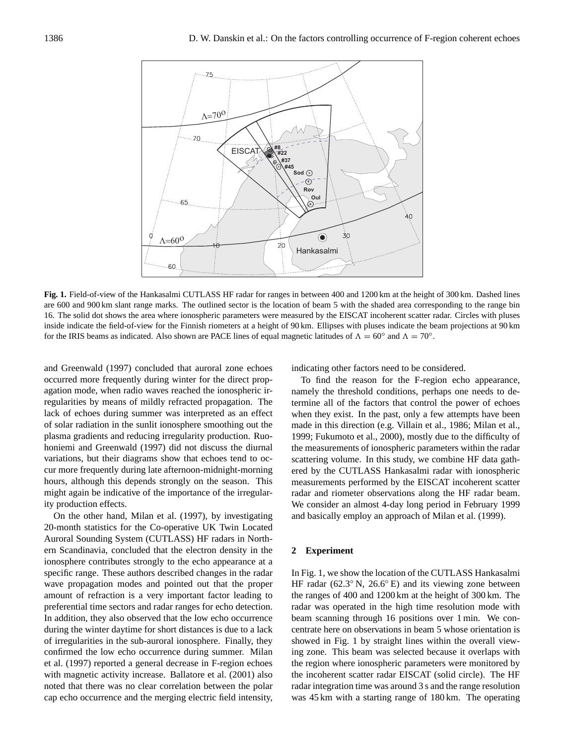**Fig. 1.** Field-of-view of the Hankasalmi CUTLASS HF radar for ranges in between 400 and 1200 km at the height of 300 km. Dashed lines are 600 and 900 km slant range marks. The outlined sector is the location of beam 5 with the shaded area corresponding to the range bin 16. The solid dot shows the area where ionospheric parameters were measured by the EISCAT incoherent scatter radar. Circles with pluses inside indicate the field-of-view for the Finnish riometers at a height of 90 km. Ellipses with pluses indicate the beam projections at 90 km for the IRIS beams as indicated. Also shown are PACE lines of equal magnetic latitudes of $\Lambda = 60°$ and $\Lambda = 70°$.

and Greenwald (1997) concluded that auroral zone echoes occurred more frequently during winter for the direct propagation mode, when radio waves reached the ionospheric irregularities by means of mildly refracted propagation. The lack of echoes during summer was interpreted as an effect of solar radiation in the sunlit ionosphere smoothing out the plasma gradients and reducing irregularity production. Ruohoniemi and Greenwald (1997) did not discuss the diurnal variations, but their diagrams show that echoes tend to occur more frequently during late afternoon-midnight-morning hours, although this depends strongly on the season. This might again be indicative of the importance of the irregularity production effects.

On the other hand, Milan et al. (1997), by investigating 20-month statistics for the Co-operative UK Twin Located Auroral Sounding System (CUTLASS) HF radars in Northern Scandinavia, concluded that the electron density in the ionosphere contributes strongly to the echo appearance at a specific range. These authors described changes in the radar wave propagation modes and pointed out that the proper amount of refraction is a very important factor leading to preferential time sectors and radar ranges for echo detection. In addition, they also observed that the low echo occurrence during the winter daytime for short distances is due to a lack of irregularities in the sub-auroral ionosphere. Finally, they confirmed the low echo occurrence during summer. Milan et al. (1997) reported a general decrease in F-region echoes with magnetic activity increase. Ballatore et al. (2001) also noted that there was no clear correlation between the polar cap echo occurrence and the merging electric field intensity, indicating other factors need to be considered.

To find the reason for the F-region echo appearance, namely the threshold conditions, perhaps one needs to determine all of the factors that control the power of echoes when they exist. In the past, only a few attempts have been made in this direction (e.g. Villain et al., 1986; Milan et al., 1999; Fukumoto et al., 2000), mostly due to the difficulty of the measurements of ionospheric parameters within the radar scattering volume. In this study, we combine HF data gathered by the CUTLASS Hankasalmi radar with ionospheric measurements performed by the EISCAT incoherent scatter radar and riometer observations along the HF radar beam. We consider an almost 4-day long period in February 1999 and basically employ an approach of Milan et al. (1999).

## 2 Experiment

In Fig. 1, we show the location of the CUTLASS Hankasalmi HF radar (62.3° N, 26.6° E) and its viewing zone between the ranges of 400 and 1200 km at the height of 300 km. The radar was operated in the high time resolution mode with beam scanning through 16 positions over 1 min. We concentrate here on observations in beam 5 whose orientation is showed in Fig. 1 by straight lines within the overall viewing zone. This beam was selected because it overlaps with the region where ionospheric parameters were monitored by the incoherent scatter radar EISCAT (solid circle). The HF radar integration time was around 3 s and the range resolution was 45 km with a starting range of 180 km. The operating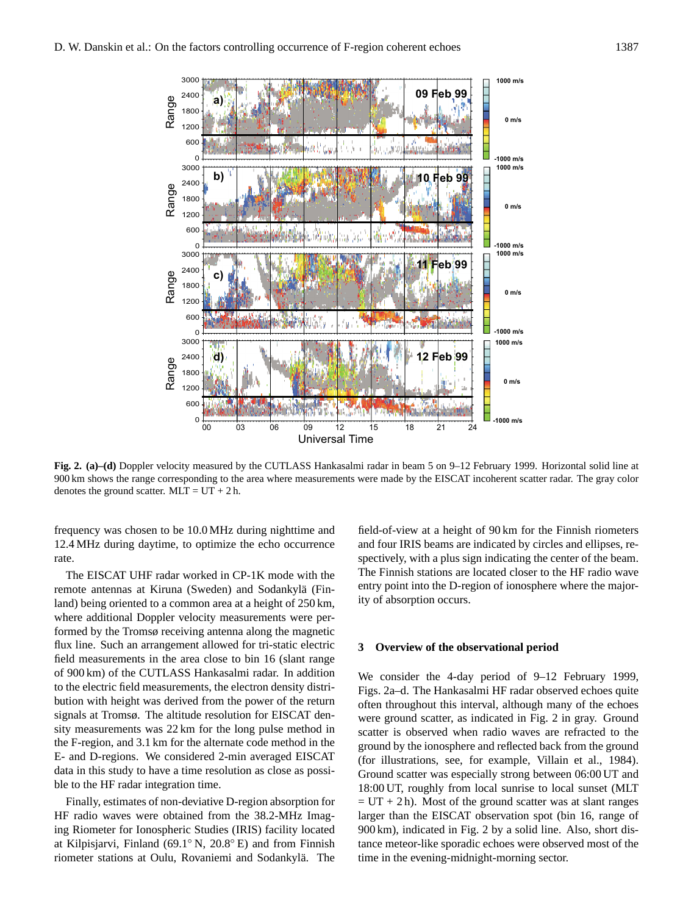**Fig. 2. (a)–(d)** Doppler velocity measured by the CUTLASS Hankasalmi radar in beam 5 on 9–12 February 1999. Horizontal solid line at 900 km shows the range corresponding to the area where measurements were made by the EISCAT incoherent scatter radar. The gray color denotes the ground scatter. MLT = UT + 2 h.

frequency was chosen to be 10.0 MHz during nighttime and 12.4 MHz during daytime, to optimize the echo occurrence rate.

The EISCAT UHF radar worked in CP-1K mode with the remote antennas at Kiruna (Sweden) and Sodankylä (Finland) being oriented to a common area at a height of 250 km, where additional Doppler velocity measurements were performed by the Tromsø receiving antenna along the magnetic flux line. Such an arrangement allowed for tri-static electric field measurements in the area close to bin 16 (slant range of 900 km) of the CUTLASS Hankasalmi radar. In addition to the electric field measurements, the electron density distribution with height was derived from the power of the return signals at Tromsø. The altitude resolution for EISCAT density measurements was 22 km for the long pulse method in the F-region, and 3.1 km for the alternate code method in the E- and D-regions. We considered 2-min averaged EISCAT data in this study to have a time resolution as close as possible to the HF radar integration time.

Finally, estimates of non-deviative D-region absorption for HF radio waves were obtained from the 38.2-MHz Imaging Riometer for Ionospheric Studies (IRIS) facility located at Kilpisjarvi, Finland (69.1° N, 20.8° E) and from Finnish riometer stations at Oulu, Rovaniemi and Sodankylä. The field-of-view at a height of 90 km for the Finnish riometers and four IRIS beams are indicated by circles and ellipses, respectively, with a plus sign indicating the center of the beam. The Finnish stations are located closer to the HF radio wave entry point into the D-region of ionosphere where the majority of absorption occurs.

## 3 Overview of the observational period

We consider the 4-day period of 9–12 February 1999, Figs. 2a–d. The Hankasalmi HF radar observed echoes quite often throughout this interval, although many of the echoes were ground scatter, as indicated in Fig. 2 in gray. Ground scatter is observed when radio waves are refracted to the ground by the ionosphere and reflected back from the ground (for illustrations, see, for example, Villain et al., 1984). Ground scatter was especially strong between 06:00 UT and 18:00 UT, roughly from local sunrise to local sunset (MLT = UT + 2 h). Most of the ground scatter was at slant ranges larger than the EISCAT observation spot (bin 16, range of 900 km), indicated in Fig. 2 by a solid line. Also, short distance meteor-like sporadic echoes were observed most of the time in the evening-midnight-morning sector.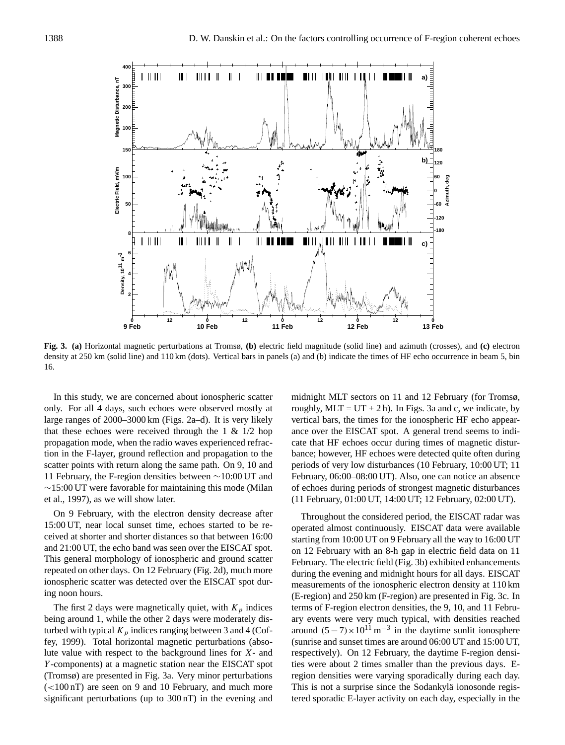**Fig. 3. (a)** Horizontal magnetic perturbations at Tromsø, **(b)** electric field magnitude (solid line) and azimuth (crosses), and **(c)** electron density at 250 km (solid line) and 110 km (dots). Vertical bars in panels (a) and (b) indicate the times of HF echo occurrence in beam 5, bin 16.

In this study, we are concerned about ionospheric scatter only. For all 4 days, such echoes were observed mostly at large ranges of 2000–3000 km (Figs. 2a–d). It is very likely that these echoes were received through the 1 & 1/2 hop propagation mode, when the radio waves experienced refraction in the F-layer, ground reflection and propagation to the scatter points with return along the same path. On 9, 10 and 11 February, the F-region densities between ∼10:00 UT and ∼15:00 UT were favorable for maintaining this mode (Milan et al., 1997), as we will show later.

On 9 February, with the electron density decrease after 15:00 UT, near local sunset time, echoes started to be received at shorter and shorter distances so that between 16:00 and 21:00 UT, the echo band was seen over the EISCAT spot. This general morphology of ionospheric and ground scatter repeated on other days. On 12 February (Fig. 2d), much more ionospheric scatter was detected over the EISCAT spot during noon hours.

The first 2 days were magnetically quiet, with $K_p$ indices being around 1, while the other 2 days were moderately disturbed with typical $K_p$ indices ranging between 3 and 4 (Coffey, 1999). Total horizontal magnetic perturbations (absolute value with respect to the background lines for $X$- and $Y$-components) at a magnetic station near the EISCAT spot (Tromsø) are presented in Fig. 3a. Very minor perturbations (<100 nT) are seen on 9 and 10 February, and much more significant perturbations (up to 300 nT) in the evening and midnight MLT sectors on 11 and 12 February (for Tromsø, roughly, MLT = UT + 2 h). In Figs. 3a and c, we indicate, by vertical bars, the times for the ionospheric HF echo appearance over the EISCAT spot. A general trend seems to indicate that HF echoes occur during times of magnetic disturbance; however, HF echoes were detected quite often during periods of very low disturbances (10 February, 10:00 UT; 11 February, 06:00–08:00 UT). Also, one can notice an absence of echoes during periods of strongest magnetic disturbances (11 February, 01:00 UT, 14:00 UT; 12 February, 02:00 UT).

Throughout the considered period, the EISCAT radar was operated almost continuously. EISCAT data were available starting from 10:00 UT on 9 February all the way to 16:00 UT on 12 February with an 8-h gap in electric field data on 11 February. The electric field (Fig. 3b) exhibited enhancements during the evening and midnight hours for all days. EISCAT measurements of the ionospheric electron density at 110 km (E-region) and 250 km (F-region) are presented in Fig. 3c. In terms of F-region electron densities, the 9, 10, and 11 February events were very much typical, with densities reached around $(5-7)\times10^{11}\,\mathrm{m}^{-3}$ in the daytime sunlit ionosphere (sunrise and sunset times are around 06:00 UT and 15:00 UT, respectively). On 12 February, the daytime F-region densities were about 2 times smaller than the previous days. E-region densities were varying sporadically during each day. This is not a surprise since the Sodankylä ionosonde registered sporadic E-layer activity on each day, especially in the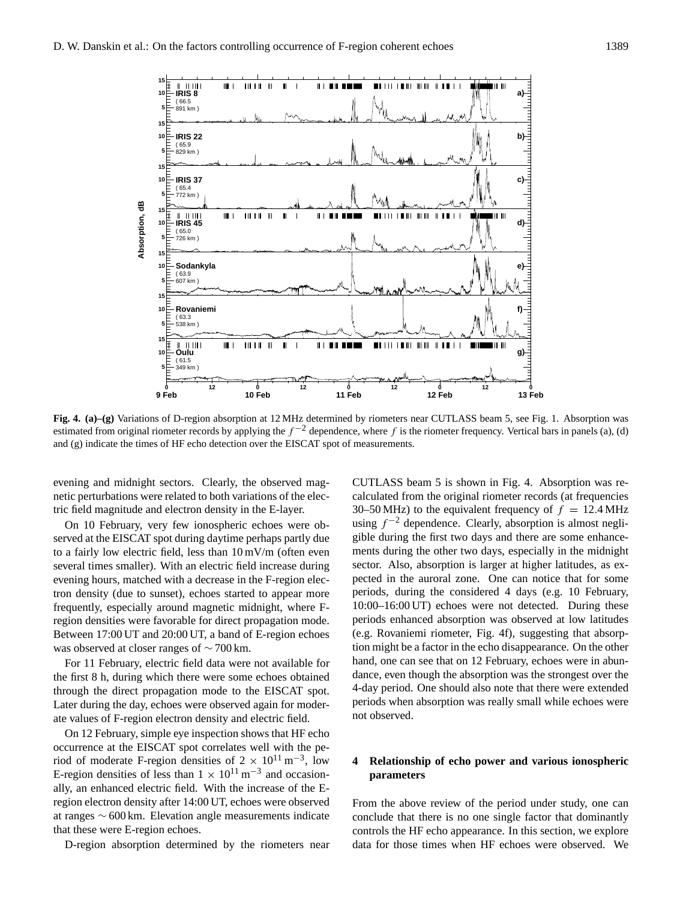**Fig. 4. (a)–(g)** Variations of D-region absorption at 12 MHz determined by riometers near CUTLASS beam 5, see Fig. 1. Absorption was estimated from original riometer records by applying the $f^{-2}$ dependence, where $f$ is the riometer frequency. Vertical bars in panels (a), (d) and (g) indicate the times of HF echo detection over the EISCAT spot of measurements.

evening and midnight sectors. Clearly, the observed magnetic perturbations were related to both variations of the electric field magnitude and electron density in the E-layer.

On 10 February, very few ionospheric echoes were observed at the EISCAT spot during daytime perhaps partly due to a fairly low electric field, less than 10 mV/m (often even several times smaller). With an electric field increase during evening hours, matched with a decrease in the F-region electron density (due to sunset), echoes started to appear more frequently, especially around magnetic midnight, where F-region densities were favorable for direct propagation mode. Between 17:00 UT and 20:00 UT, a band of E-region echoes was observed at closer ranges of $\sim 700$ km.

For 11 February, electric field data were not available for the first 8 h, during which there were some echoes obtained through the direct propagation mode to the EISCAT spot. Later during the day, echoes were observed again for moderate values of F-region electron density and electric field.

On 12 February, simple eye inspection shows that HF echo occurrence at the EISCAT spot correlates well with the period of moderate F-region densities of $2 \times 10^{11}\,\mathrm{m}^{-3}$, low E-region densities of less than $1 \times 10^{11}\,\mathrm{m}^{-3}$ and occasionally, an enhanced electric field. With the increase of the E-region electron density after 14:00 UT, echoes were observed at ranges $\sim 600$ km. Elevation angle measurements indicate that these were E-region echoes.

D-region absorption determined by the riometers near CUTLASS beam 5 is shown in Fig. 4. Absorption was recalculated from the original riometer records (at frequencies 30–50 MHz) to the equivalent frequency of $f = 12.4$ MHz using $f^{-2}$ dependence. Clearly, absorption is almost negligible during the first two days and there are some enhancements during the other two days, especially in the midnight sector. Also, absorption is larger at higher latitudes, as expected in the auroral zone. One can notice that for some periods, during the considered 4 days (e.g. 10 February, 10:00–16:00 UT) echoes were not detected. During these periods enhanced absorption was observed at low latitudes (e.g. Rovaniemi riometer, Fig. 4f), suggesting that absorption might be a factor in the echo disappearance. On the other hand, one can see that on 12 February, echoes were in abundance, even though the absorption was the strongest over the 4-day period. One should also note that there were extended periods when absorption was really small while echoes were not observed.

## 4 Relationship of echo power and various ionospheric parameters

From the above review of the period under study, one can conclude that there is no one single factor that dominantly controls the HF echo appearance. In this section, we explore data for those times when HF echoes were observed. We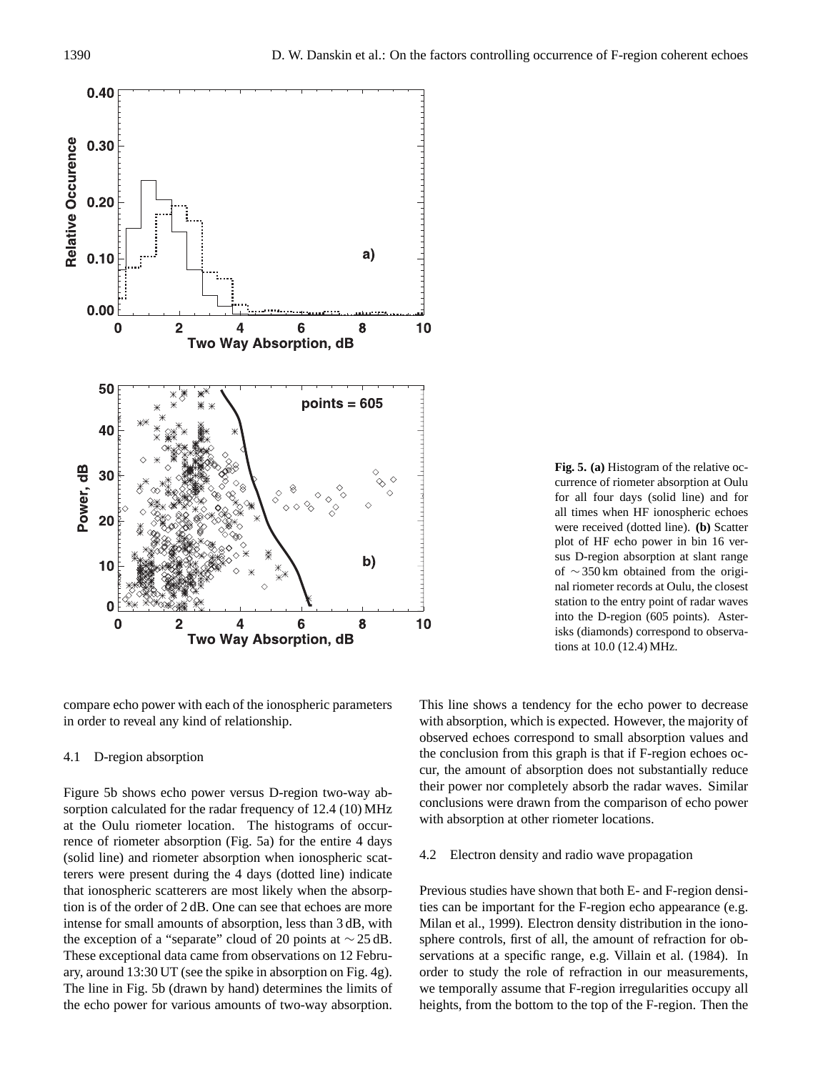**Fig. 5.** **(a)** Histogram of the relative occurrence of riometer absorption at Oulu for all four days (solid line) and for all times when HF ionospheric echoes were received (dotted line). **(b)** Scatter plot of HF echo power in bin 16 versus D-region absorption at slant range of ∼350 km obtained from the original riometer records at Oulu, the closest station to the entry point of radar waves into the D-region (605 points). Asterisks (diamonds) correspond to observations at 10.0 (12.4) MHz.

compare echo power with each of the ionospheric parameters in order to reveal any kind of relationship.

### 4.1 D-region absorption

Figure 5b shows echo power versus D-region two-way absorption calculated for the radar frequency of 12.4 (10) MHz at the Oulu riometer location. The histograms of occurrence of riometer absorption (Fig. 5a) for the entire 4 days (solid line) and riometer absorption when ionospheric scatterers were present during the 4 days (dotted line) indicate that ionospheric scatterers are most likely when the absorption is of the order of 2 dB. One can see that echoes are more intense for small amounts of absorption, less than 3 dB, with the exception of a "separate" cloud of 20 points at ∼25 dB. These exceptional data came from observations on 12 February, around 13:30 UT (see the spike in absorption on Fig. 4g). The line in Fig. 5b (drawn by hand) determines the limits of the echo power for various amounts of two-way absorption. This line shows a tendency for the echo power to decrease with absorption, which is expected. However, the majority of observed echoes correspond to small absorption values and the conclusion from this graph is that if F-region echoes occur, the amount of absorption does not substantially reduce their power nor completely absorb the radar waves. Similar conclusions were drawn from the comparison of echo power with absorption at other riometer locations.

### 4.2 Electron density and radio wave propagation

Previous studies have shown that both E- and F-region densities can be important for the F-region echo appearance (e.g. Milan et al., 1999). Electron density distribution in the ionosphere controls, first of all, the amount of refraction for observations at a specific range, e.g. Villain et al. (1984). In order to study the role of refraction in our measurements, we temporally assume that F-region irregularities occupy all heights, from the bottom to the top of the F-region. Then the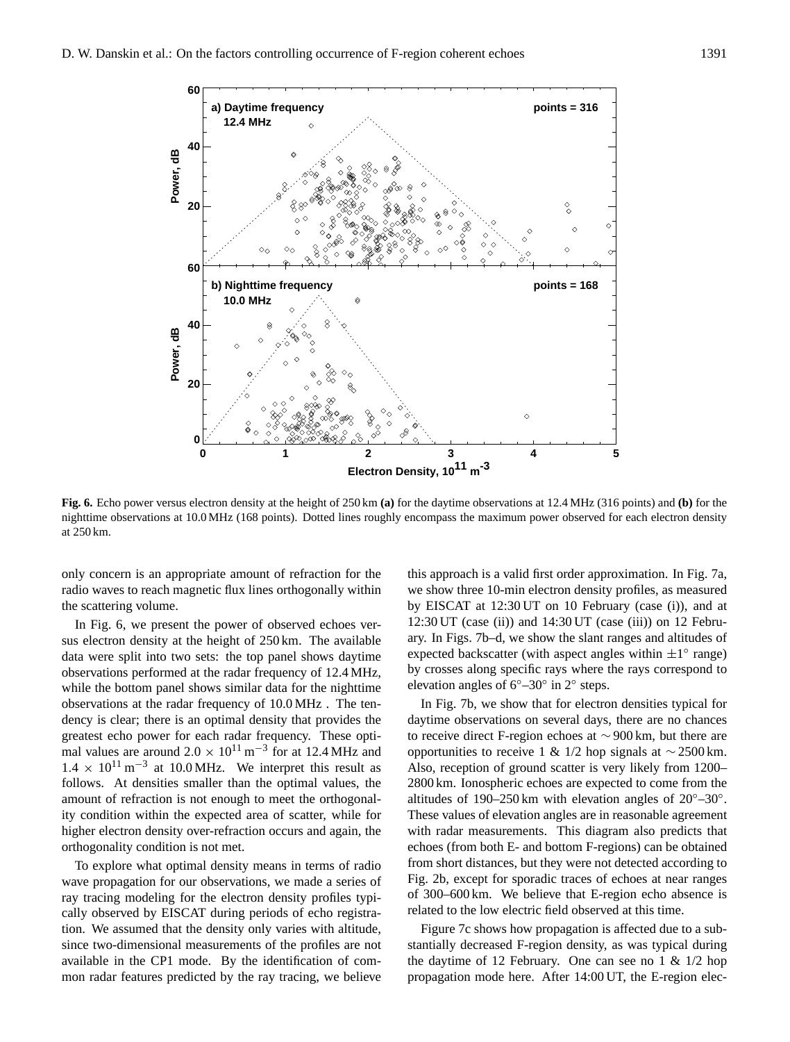**Fig. 6.** Echo power versus electron density at the height of 250 km **(a)** for the daytime observations at 12.4 MHz (316 points) and **(b)** for the nighttime observations at 10.0 MHz (168 points). Dotted lines roughly encompass the maximum power observed for each electron density at 250 km.

only concern is an appropriate amount of refraction for the radio waves to reach magnetic flux lines orthogonally within the scattering volume.

In Fig. 6, we present the power of observed echoes versus electron density at the height of 250 km. The available data were split into two sets: the top panel shows daytime observations performed at the radar frequency of 12.4 MHz, while the bottom panel shows similar data for the nighttime observations at the radar frequency of 10.0 MHz . The tendency is clear; there is an optimal density that provides the greatest echo power for each radar frequency. These optimal values are around $2.0 \times 10^{11}\,\mathrm{m}^{-3}$ for at 12.4 MHz and $1.4 \times 10^{11}\,\mathrm{m}^{-3}$ at 10.0 MHz. We interpret this result as follows. At densities smaller than the optimal values, the amount of refraction is not enough to meet the orthogonality condition within the expected area of scatter, while for higher electron density over-refraction occurs and again, the orthogonality condition is not met.

To explore what optimal density means in terms of radio wave propagation for our observations, we made a series of ray tracing modeling for the electron density profiles typically observed by EISCAT during periods of echo registration. We assumed that the density only varies with altitude, since two-dimensional measurements of the profiles are not available in the CP1 mode. By the identification of common radar features predicted by the ray tracing, we believe this approach is a valid first order approximation. In Fig. 7a, we show three 10-min electron density profiles, as measured by EISCAT at 12:30 UT on 10 February (case (i)), and at 12:30 UT (case (ii)) and 14:30 UT (case (iii)) on 12 February. In Figs. 7b–d, we show the slant ranges and altitudes of expected backscatter (with aspect angles within $\pm 1^{\circ}$ range) by crosses along specific rays where the rays correspond to elevation angles of $6^{\circ}$–$30^{\circ}$ in $2^{\circ}$ steps.

In Fig. 7b, we show that for electron densities typical for daytime observations on several days, there are no chances to receive direct F-region echoes at $\sim$900 km, but there are opportunities to receive 1 & 1/2 hop signals at $\sim$2500 km. Also, reception of ground scatter is very likely from 1200–2800 km. Ionospheric echoes are expected to come from the altitudes of 190–250 km with elevation angles of $20^{\circ}$–$30^{\circ}$. These values of elevation angles are in reasonable agreement with radar measurements. This diagram also predicts that echoes (from both E- and bottom F-regions) can be obtained from short distances, but they were not detected according to Fig. 2b, except for sporadic traces of echoes at near ranges of 300–600 km. We believe that E-region echo absence is related to the low electric field observed at this time.

Figure 7c shows how propagation is affected due to a substantially decreased F-region density, as was typical during the daytime of 12 February. One can see no 1 & 1/2 hop propagation mode here. After 14:00 UT, the E-region elec-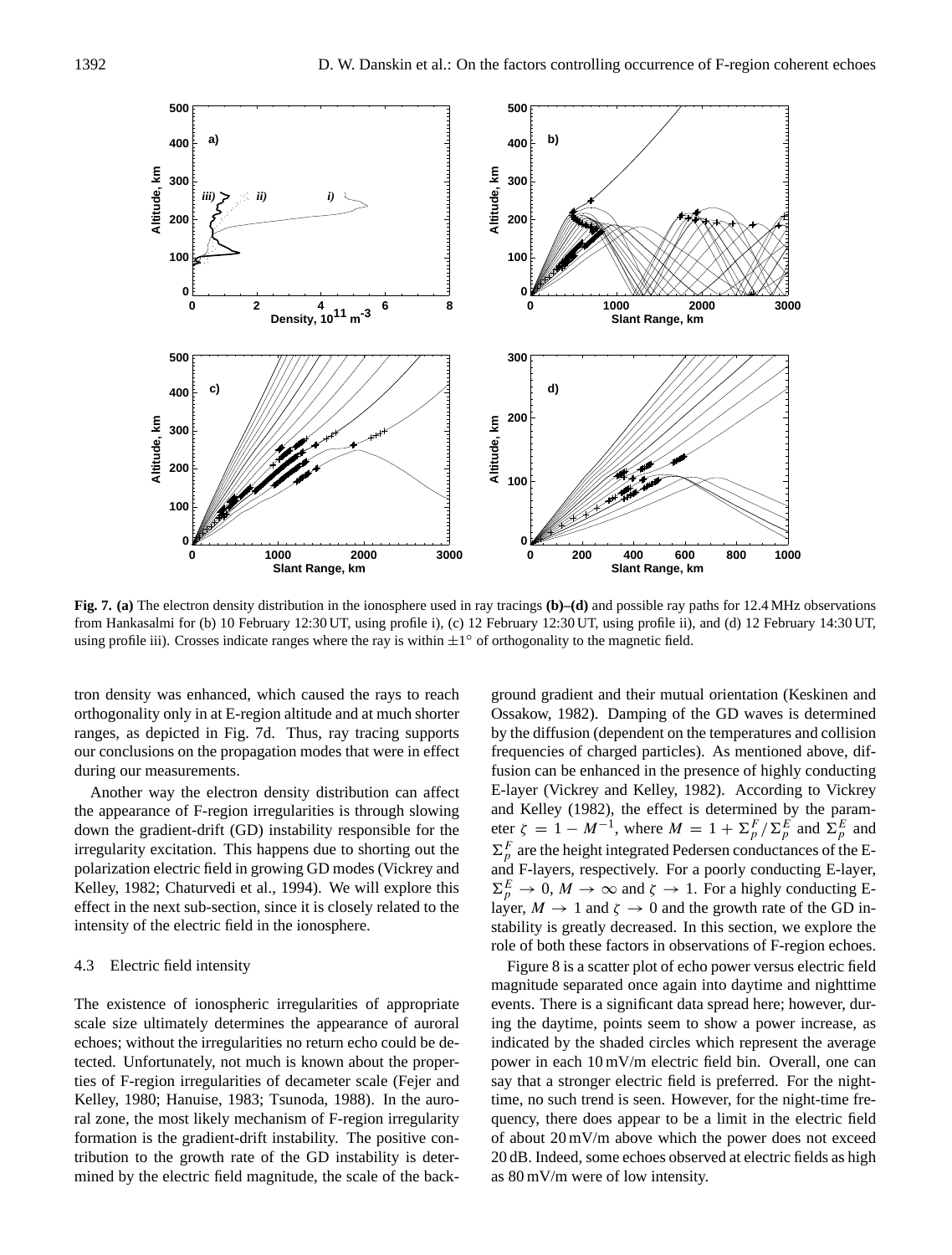**Fig. 7. (a)** The electron density distribution in the ionosphere used in ray tracings **(b)–(d)** and possible ray paths for 12.4 MHz observations from Hankasalmi for (b) 10 February 12:30 UT, using profile i), (c) 12 February 12:30 UT, using profile ii), and (d) 12 February 14:30 UT, using profile iii). Crosses indicate ranges where the ray is within $\pm 1^{\circ}$ of orthogonality to the magnetic field.

tron density was enhanced, which caused the rays to reach orthogonality only in at E-region altitude and at much shorter ranges, as depicted in Fig. 7d. Thus, ray tracing supports our conclusions on the propagation modes that were in effect during our measurements.

Another way the electron density distribution can affect the appearance of F-region irregularities is through slowing down the gradient-drift (GD) instability responsible for the irregularity excitation. This happens due to shorting out the polarization electric field in growing GD modes (Vickrey and Kelley, 1982; Chaturvedi et al., 1994). We will explore this effect in the next sub-section, since it is closely related to the intensity of the electric field in the ionosphere.

### 4.3 Electric field intensity

The existence of ionospheric irregularities of appropriate scale size ultimately determines the appearance of auroral echoes; without the irregularities no return echo could be detected. Unfortunately, not much is known about the properties of F-region irregularities of decameter scale (Fejer and Kelley, 1980; Hanuise, 1983; Tsunoda, 1988). In the auroral zone, the most likely mechanism of F-region irregularity formation is the gradient-drift instability. The positive contribution to the growth rate of the GD instability is determined by the electric field magnitude, the scale of the background gradient and their mutual orientation (Keskinen and Ossakow, 1982). Damping of the GD waves is determined by the diffusion (dependent on the temperatures and collision frequencies of charged particles). As mentioned above, diffusion can be enhanced in the presence of highly conducting E-layer (Vickrey and Kelley, 1982). According to Vickrey and Kelley (1982), the effect is determined by the parameter $\zeta = 1 - M^{-1}$, where $M = 1 + \Sigma_p^F / \Sigma_p^E$ and $\Sigma_p^E$ and $\Sigma_p^F$ are the height integrated Pedersen conductances of the E- and F-layers, respectively. For a poorly conducting E-layer, $\Sigma_p^E \rightarrow 0$, $M \rightarrow \infty$ and $\zeta \rightarrow 1$. For a highly conducting E-layer, $M \rightarrow 1$ and $\zeta \rightarrow 0$ and the growth rate of the GD instability is greatly decreased. In this section, we explore the role of both these factors in observations of F-region echoes.

Figure 8 is a scatter plot of echo power versus electric field magnitude separated once again into daytime and nighttime events. There is a significant data spread here; however, during the daytime, points seem to show a power increase, as indicated by the shaded circles which represent the average power in each 10 mV/m electric field bin. Overall, one can say that a stronger electric field is preferred. For the nighttime, no such trend is seen. However, for the night-time frequency, there does appear to be a limit in the electric field of about 20 mV/m above which the power does not exceed 20 dB. Indeed, some echoes observed at electric fields as high as 80 mV/m were of low intensity.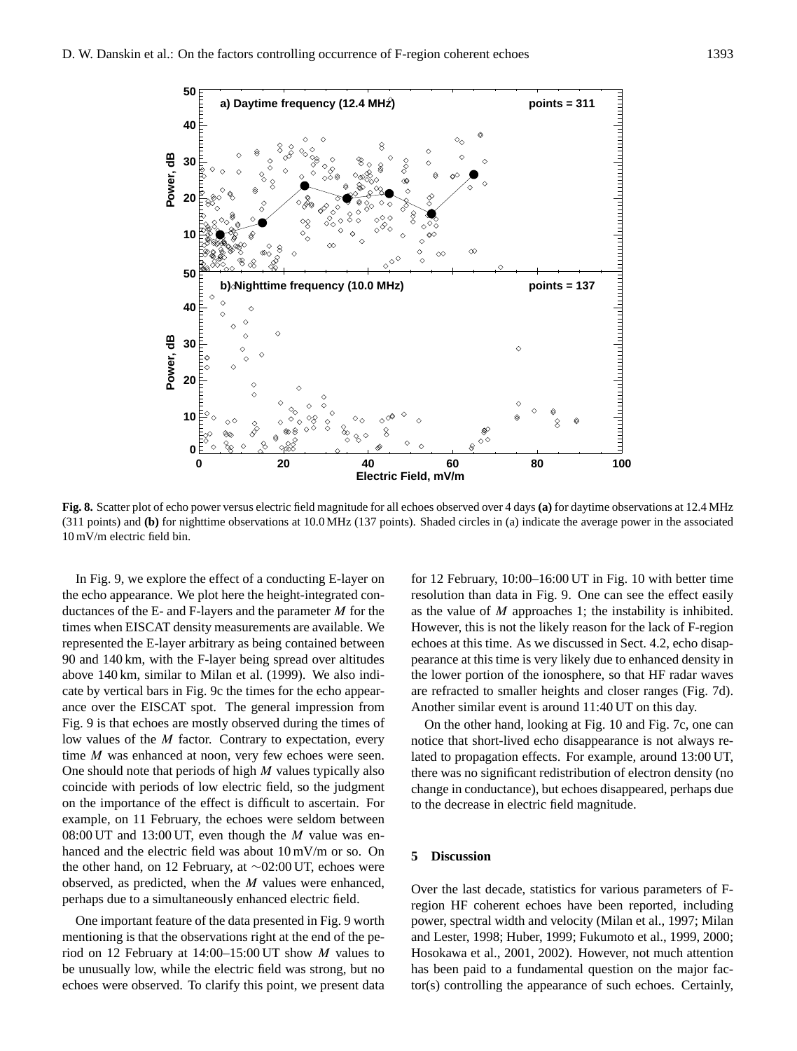**Fig. 8.** Scatter plot of echo power versus electric field magnitude for all echoes observed over 4 days **(a)** for daytime observations at 12.4 MHz (311 points) and **(b)** for nighttime observations at 10.0 MHz (137 points). Shaded circles in (a) indicate the average power in the associated 10 mV/m electric field bin.

In Fig. 9, we explore the effect of a conducting E-layer on the echo appearance. We plot here the height-integrated conductances of the E- and F-layers and the parameter $M$ for the times when EISCAT density measurements are available. We represented the E-layer arbitrary as being contained between 90 and 140 km, with the F-layer being spread over altitudes above 140 km, similar to Milan et al. (1999). We also indicate by vertical bars in Fig. 9c the times for the echo appearance over the EISCAT spot. The general impression from Fig. 9 is that echoes are mostly observed during the times of low values of the $M$ factor. Contrary to expectation, every time $M$ was enhanced at noon, very few echoes were seen. One should note that periods of high $M$ values typically also coincide with periods of low electric field, so the judgment on the importance of the effect is difficult to ascertain. For example, on 11 February, the echoes were seldom between 08:00 UT and 13:00 UT, even though the $M$ value was enhanced and the electric field was about 10 mV/m or so. On the other hand, on 12 February, at ~02:00 UT, echoes were observed, as predicted, when the $M$ values were enhanced, perhaps due to a simultaneously enhanced electric field.

One important feature of the data presented in Fig. 9 worth mentioning is that the observations right at the end of the period on 12 February at 14:00–15:00 UT show $M$ values to be unusually low, while the electric field was strong, but no echoes were observed. To clarify this point, we present data for 12 February, 10:00–16:00 UT in Fig. 10 with better time resolution than data in Fig. 9. One can see the effect easily as the value of $M$ approaches 1; the instability is inhibited. However, this is not the likely reason for the lack of F-region echoes at this time. As we discussed in Sect. 4.2, echo disappearance at this time is very likely due to enhanced density in the lower portion of the ionosphere, so that HF radar waves are refracted to smaller heights and closer ranges (Fig. 7d). Another similar event is around 11:40 UT on this day.

On the other hand, looking at Fig. 10 and Fig. 7c, one can notice that short-lived echo disappearance is not always related to propagation effects. For example, around 13:00 UT, there was no significant redistribution of electron density (no change in conductance), but echoes disappeared, perhaps due to the decrease in electric field magnitude.

## 5 Discussion

Over the last decade, statistics for various parameters of F-region HF coherent echoes have been reported, including power, spectral width and velocity (Milan et al., 1997; Milan and Lester, 1998; Huber, 1999; Fukumoto et al., 1999, 2000; Hosokawa et al., 2001, 2002). However, not much attention has been paid to a fundamental question on the major factor(s) controlling the appearance of such echoes. Certainly,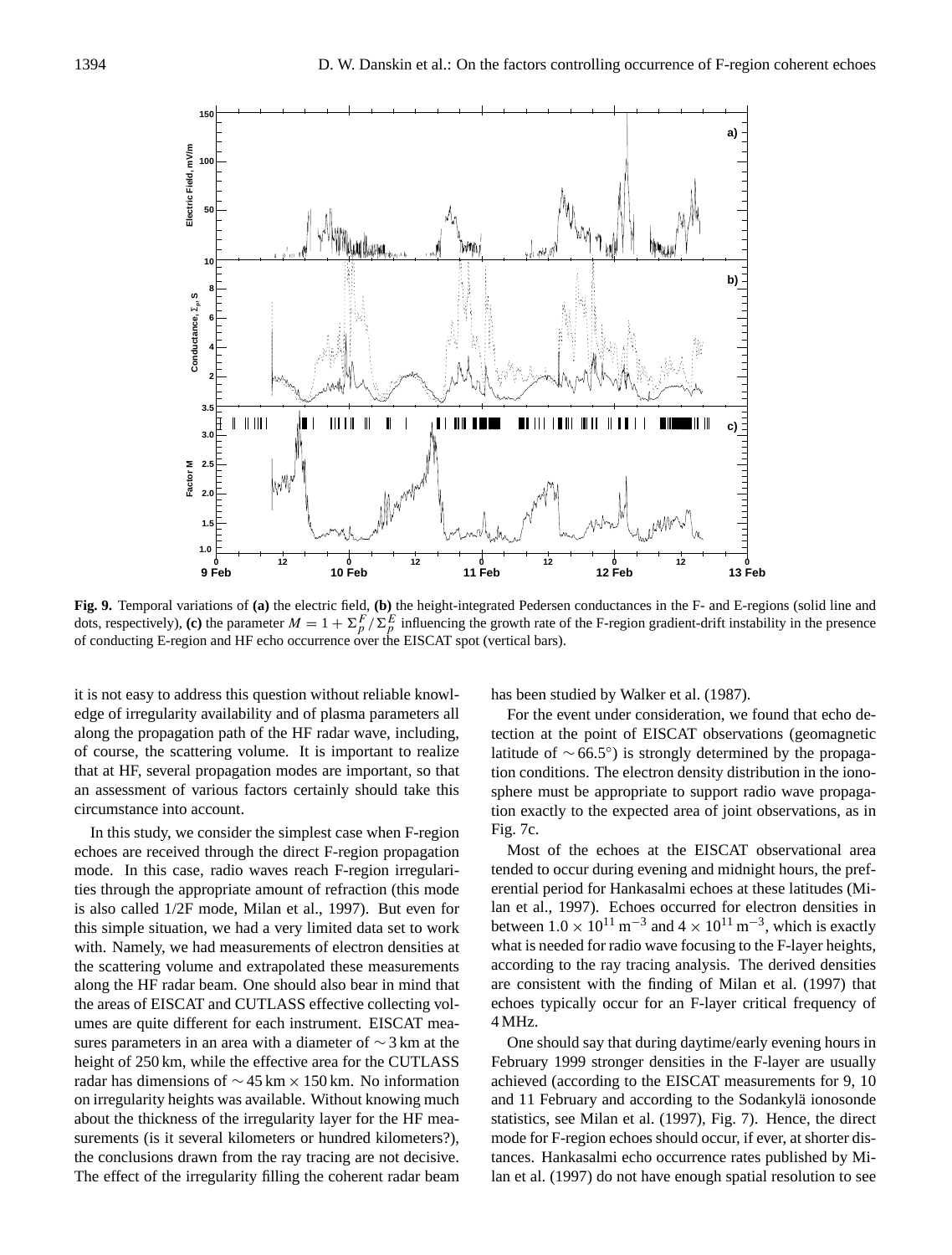**Fig. 9.** Temporal variations of **(a)** the electric field, **(b)** the height-integrated Pedersen conductances in the F- and E-regions (solid line and dots, respectively), **(c)** the parameter $M = 1 + \Sigma_p^F / \Sigma_p^E$ influencing the growth rate of the F-region gradient-drift instability in the presence of conducting E-region and HF echo occurrence over the EISCAT spot (vertical bars).

it is not easy to address this question without reliable knowledge of irregularity availability and of plasma parameters all along the propagation path of the HF radar wave, including, of course, the scattering volume. It is important to realize that at HF, several propagation modes are important, so that an assessment of various factors certainly should take this circumstance into account.

In this study, we consider the simplest case when F-region echoes are received through the direct F-region propagation mode. In this case, radio waves reach F-region irregularities through the appropriate amount of refraction (this mode is also called 1/2F mode, Milan et al., 1997). But even for this simple situation, we had a very limited data set to work with. Namely, we had measurements of electron densities at the scattering volume and extrapolated these measurements along the HF radar beam. One should also bear in mind that the areas of EISCAT and CUTLASS effective collecting volumes are quite different for each instrument. EISCAT measures parameters in an area with a diameter of $\sim 3$ km at the height of 250 km, while the effective area for the CUTLASS radar has dimensions of $\sim 45\,\text{km} \times 150\,\text{km}$. No information on irregularity heights was available. Without knowing much about the thickness of the irregularity layer for the HF measurements (is it several kilometers or hundred kilometers?), the conclusions drawn from the ray tracing are not decisive. The effect of the irregularity filling the coherent radar beam has been studied by Walker et al. (1987).

For the event under consideration, we found that echo detection at the point of EISCAT observations (geomagnetic latitude of $\sim 66.5°$) is strongly determined by the propagation conditions. The electron density distribution in the ionosphere must be appropriate to support radio wave propagation exactly to the expected area of joint observations, as in Fig. 7c.

Most of the echoes at the EISCAT observational area tended to occur during evening and midnight hours, the preferential period for Hankasalmi echoes at these latitudes (Milan et al., 1997). Echoes occurred for electron densities in between $1.0 \times 10^{11}\,\text{m}^{-3}$ and $4 \times 10^{11}\,\text{m}^{-3}$, which is exactly what is needed for radio wave focusing to the F-layer heights, according to the ray tracing analysis. The derived densities are consistent with the finding of Milan et al. (1997) that echoes typically occur for an F-layer critical frequency of 4 MHz.

One should say that during daytime/early evening hours in February 1999 stronger densities in the F-layer are usually achieved (according to the EISCAT measurements for 9, 10 and 11 February and according to the Sodankylä ionosonde statistics, see Milan et al. (1997), Fig. 7). Hence, the direct mode for F-region echoes should occur, if ever, at shorter distances. Hankasalmi echo occurrence rates published by Milan et al. (1997) do not have enough spatial resolution to see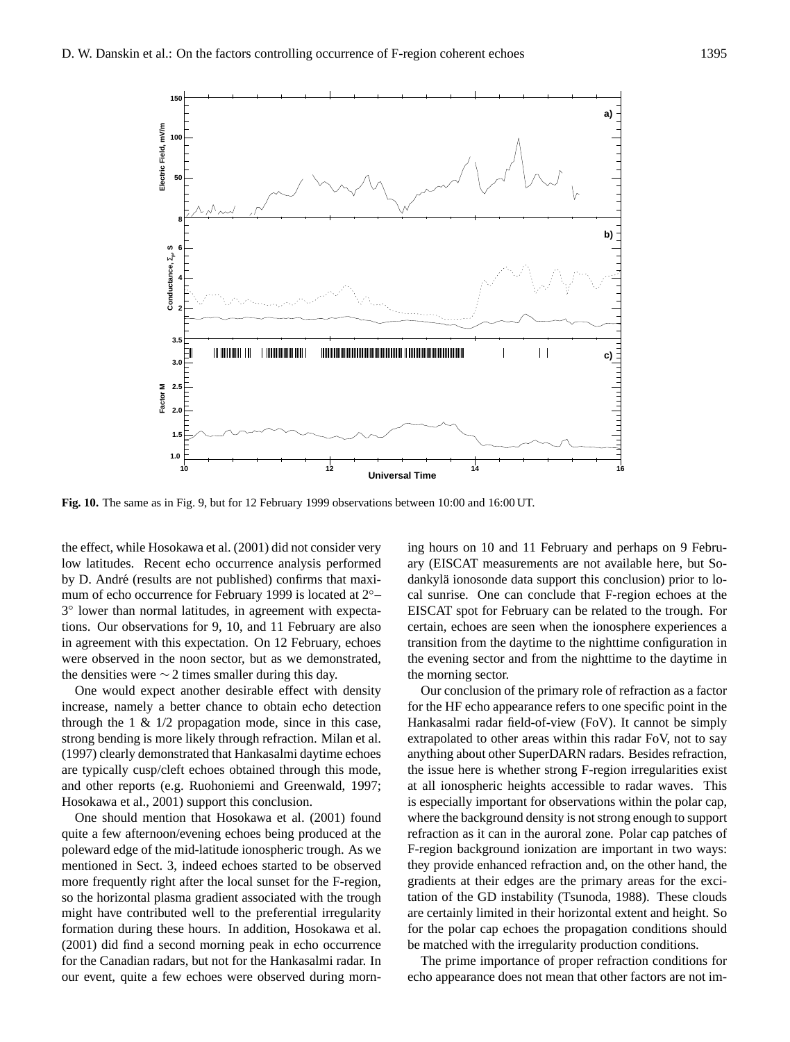**Fig. 10.** The same as in Fig. 9, but for 12 February 1999 observations between 10:00 and 16:00 UT.

the effect, while Hosokawa et al. (2001) did not consider very low latitudes. Recent echo occurrence analysis performed by D. André (results are not published) confirms that maximum of echo occurrence for February 1999 is located at 2°–3° lower than normal latitudes, in agreement with expectations. Our observations for 9, 10, and 11 February are also in agreement with this expectation. On 12 February, echoes were observed in the noon sector, but as we demonstrated, the densities were $\sim 2$ times smaller during this day.

One would expect another desirable effect with density increase, namely a better chance to obtain echo detection through the 1 & 1/2 propagation mode, since in this case, strong bending is more likely through refraction. Milan et al. (1997) clearly demonstrated that Hankasalmi daytime echoes are typically cusp/cleft echoes obtained through this mode, and other reports (e.g. Ruohoniemi and Greenwald, 1997; Hosokawa et al., 2001) support this conclusion.

One should mention that Hosokawa et al. (2001) found quite a few afternoon/evening echoes being produced at the poleward edge of the mid-latitude ionospheric trough. As we mentioned in Sect. 3, indeed echoes started to be observed more frequently right after the local sunset for the F-region, so the horizontal plasma gradient associated with the trough might have contributed well to the preferential irregularity formation during these hours. In addition, Hosokawa et al. (2001) did find a second morning peak in echo occurrence for the Canadian radars, but not for the Hankasalmi radar. In our event, quite a few echoes were observed during morning hours on 10 and 11 February and perhaps on 9 February (EISCAT measurements are not available here, but Sodankylä ionosonde data support this conclusion) prior to local sunrise. One can conclude that F-region echoes at the EISCAT spot for February can be related to the trough. For certain, echoes are seen when the ionosphere experiences a transition from the daytime to the nighttime configuration in the evening sector and from the nighttime to the daytime in the morning sector.

Our conclusion of the primary role of refraction as a factor for the HF echo appearance refers to one specific point in the Hankasalmi radar field-of-view (FoV). It cannot be simply extrapolated to other areas within this radar FoV, not to say anything about other SuperDARN radars. Besides refraction, the issue here is whether strong F-region irregularities exist at all ionospheric heights accessible to radar waves. This is especially important for observations within the polar cap, where the background density is not strong enough to support refraction as it can in the auroral zone. Polar cap patches of F-region background ionization are important in two ways: they provide enhanced refraction and, on the other hand, the gradients at their edges are the primary areas for the excitation of the GD instability (Tsunoda, 1988). These clouds are certainly limited in their horizontal extent and height. So for the polar cap echoes the propagation conditions should be matched with the irregularity production conditions.

The prime importance of proper refraction conditions for echo appearance does not mean that other factors are not im-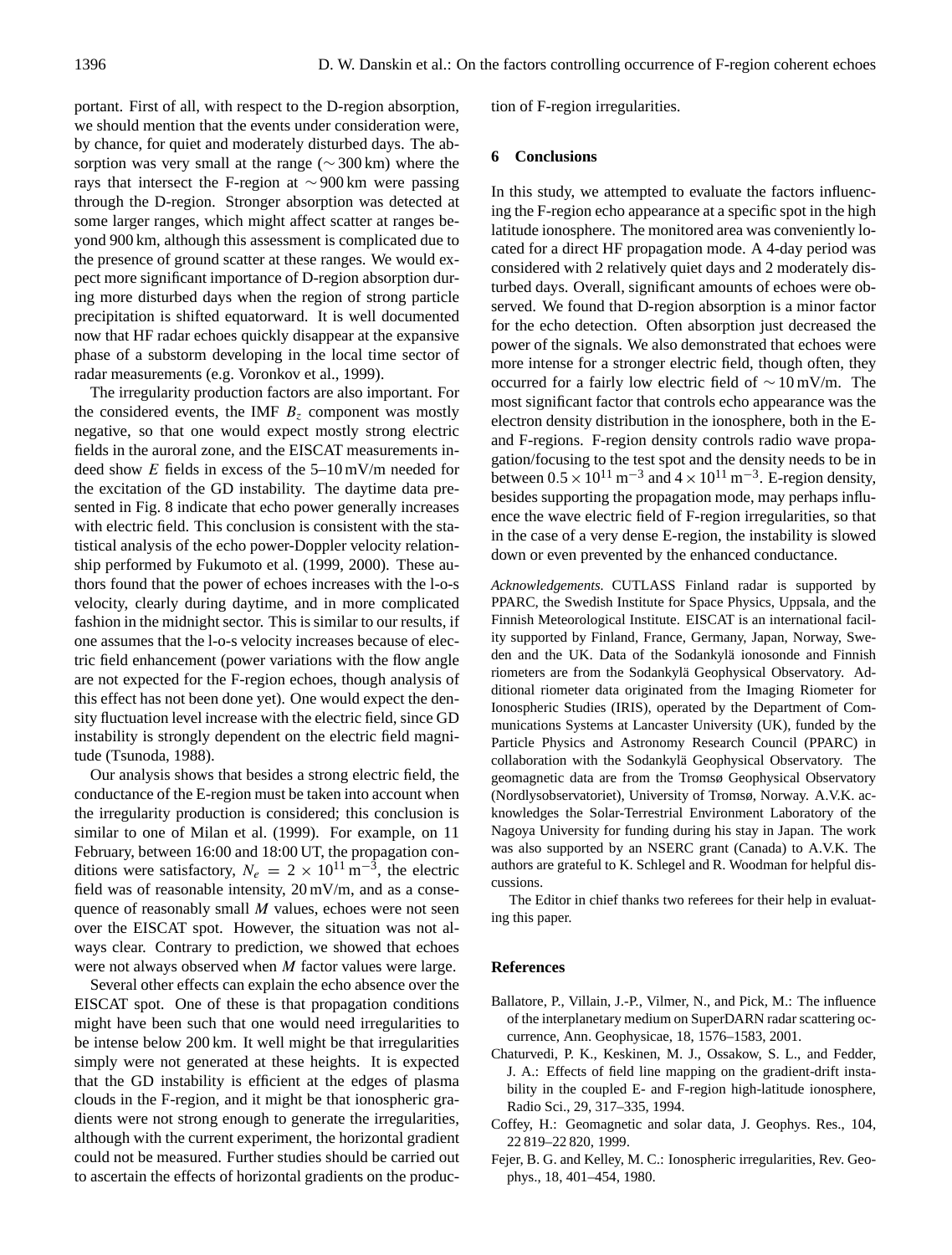portant. First of all, with respect to the D-region absorption, we should mention that the events under consideration were, by chance, for quiet and moderately disturbed days. The absorption was very small at the range ($\sim 300$ km) where the rays that intersect the F-region at $\sim 900$ km were passing through the D-region. Stronger absorption was detected at some larger ranges, which might affect scatter at ranges beyond 900 km, although this assessment is complicated due to the presence of ground scatter at these ranges. We would expect more significant importance of D-region absorption during more disturbed days when the region of strong particle precipitation is shifted equatorward. It is well documented now that HF radar echoes quickly disappear at the expansive phase of a substorm developing in the local time sector of radar measurements (e.g. Voronkov et al., 1999).

The irregularity production factors are also important. For the considered events, the IMF $B_z$ component was mostly negative, so that one would expect mostly strong electric fields in the auroral zone, and the EISCAT measurements indeed show $E$ fields in excess of the 5–10 mV/m needed for the excitation of the GD instability. The daytime data presented in Fig. 8 indicate that echo power generally increases with electric field. This conclusion is consistent with the statistical analysis of the echo power-Doppler velocity relationship performed by Fukumoto et al. (1999, 2000). These authors found that the power of echoes increases with the l-o-s velocity, clearly during daytime, and in more complicated fashion in the midnight sector. This is similar to our results, if one assumes that the l-o-s velocity increases because of electric field enhancement (power variations with the flow angle are not expected for the F-region echoes, though analysis of this effect has not been done yet). One would expect the density fluctuation level increase with the electric field, since GD instability is strongly dependent on the electric field magnitude (Tsunoda, 1988).

Our analysis shows that besides a strong electric field, the conductance of the E-region must be taken into account when the irregularity production is considered; this conclusion is similar to one of Milan et al. (1999). For example, on 11 February, between 16:00 and 18:00 UT, the propagation conditions were satisfactory, $N_e = 2 \times 10^{11}\,\mathrm{m}^{-3}$, the electric field was of reasonable intensity, 20 mV/m, and as a consequence of reasonably small $M$ values, echoes were not seen over the EISCAT spot. However, the situation was not always clear. Contrary to prediction, we showed that echoes were not always observed when $M$ factor values were large.

Several other effects can explain the echo absence over the EISCAT spot. One of these is that propagation conditions might have been such that one would need irregularities to be intense below 200 km. It well might be that irregularities simply were not generated at these heights. It is expected that the GD instability is efficient at the edges of plasma clouds in the F-region, and it might be that ionospheric gradients were not strong enough to generate the irregularities, although with the current experiment, the horizontal gradient could not be measured. Further studies should be carried out to ascertain the effects of horizontal gradients on the production of F-region irregularities.

## 6 Conclusions

In this study, we attempted to evaluate the factors influencing the F-region echo appearance at a specific spot in the high latitude ionosphere. The monitored area was conveniently located for a direct HF propagation mode. A 4-day period was considered with 2 relatively quiet days and 2 moderately disturbed days. Overall, significant amounts of echoes were observed. We found that D-region absorption is a minor factor for the echo detection. Often absorption just decreased the power of the signals. We also demonstrated that echoes were more intense for a stronger electric field, though often, they occurred for a fairly low electric field of $\sim 10$ mV/m. The most significant factor that controls echo appearance was the electron density distribution in the ionosphere, both in the E- and F-regions. F-region density controls radio wave propagation/focusing to the test spot and the density needs to be in between $0.5 \times 10^{11}\,\mathrm{m}^{-3}$ and $4 \times 10^{11}\,\mathrm{m}^{-3}$. E-region density, besides supporting the propagation mode, may perhaps influence the wave electric field of F-region irregularities, so that in the case of a very dense E-region, the instability is slowed down or even prevented by the enhanced conductance.

*Acknowledgements.* CUTLASS Finland radar is supported by PPARC, the Swedish Institute for Space Physics, Uppsala, and the Finnish Meteorological Institute. EISCAT is an international facility supported by Finland, France, Germany, Japan, Norway, Sweden and the UK. Data of the Sodankylä ionosonde and Finnish riometers are from the Sodankylä Geophysical Observatory. Additional riometer data originated from the Imaging Riometer for Ionospheric Studies (IRIS), operated by the Department of Communications Systems at Lancaster University (UK), funded by the Particle Physics and Astronomy Research Council (PPARC) in collaboration with the Sodankylä Geophysical Observatory. The geomagnetic data are from the Tromsø Geophysical Observatory (Nordlysobservatoriet), University of Tromsø, Norway. A.V.K. acknowledges the Solar-Terrestrial Environment Laboratory of the Nagoya University for funding during his stay in Japan. The work was also supported by an NSERC grant (Canada) to A.V.K. The authors are grateful to K. Schlegel and R. Woodman for helpful discussions.

The Editor in chief thanks two referees for their help in evaluating this paper.

## References

Ballatore, P., Villain, J.-P., Vilmer, N., and Pick, M.: The influence of the interplanetary medium on SuperDARN radar scattering occurrence, Ann. Geophysicae, 18, 1576–1583, 2001.

Chaturvedi, P. K., Keskinen, M. J., Ossakow, S. L., and Fedder, J. A.: Effects of field line mapping on the gradient-drift instability in the coupled E- and F-region high-latitude ionosphere, Radio Sci., 29, 317–335, 1994.

Coffey, H.: Geomagnetic and solar data, J. Geophys. Res., 104, 22 819–22 820, 1999.

Fejer, B. G. and Kelley, M. C.: Ionospheric irregularities, Rev. Geophys., 18, 401–454, 1980.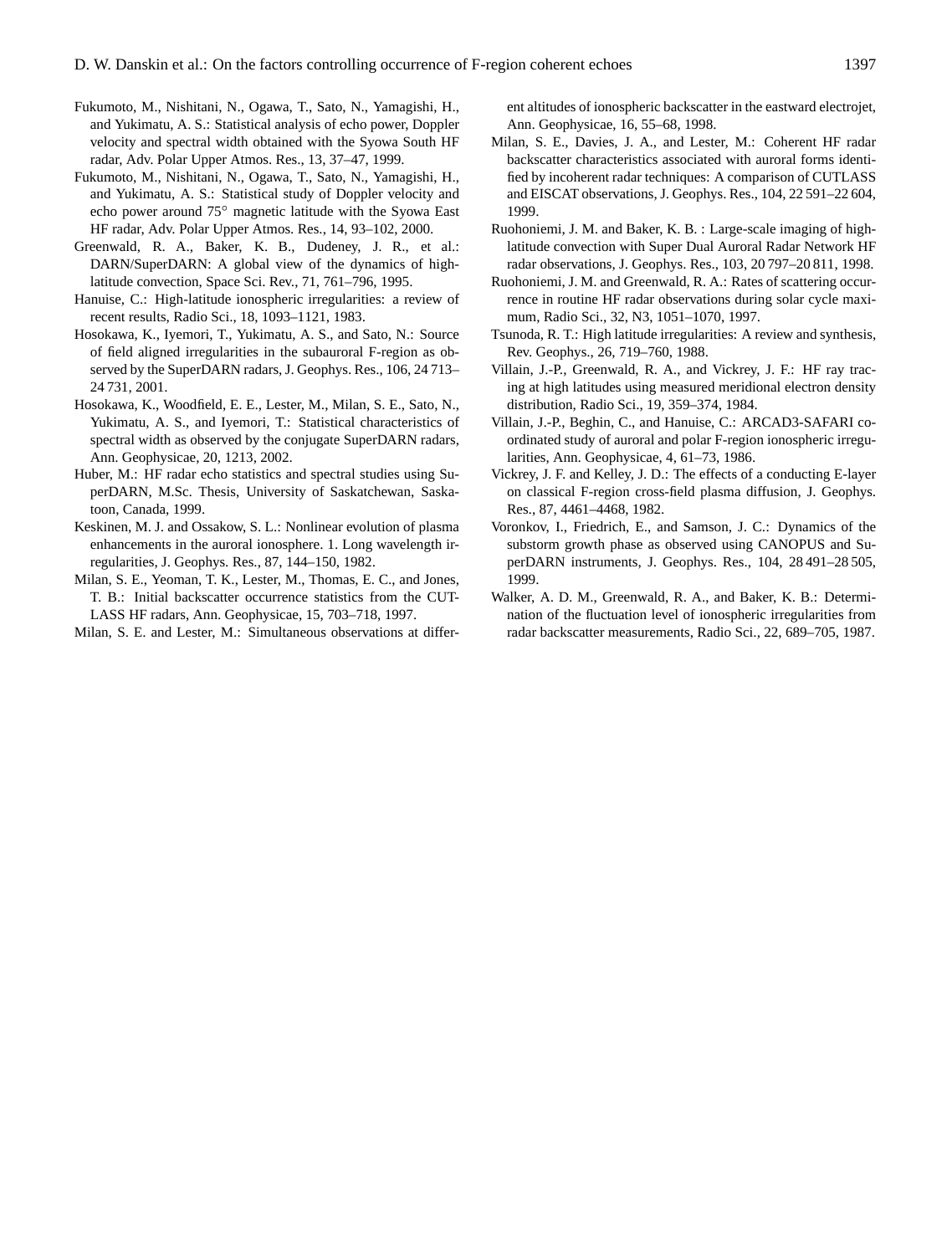Fukumoto, M., Nishitani, N., Ogawa, T., Sato, N., Yamagishi, H., and Yukimatu, A. S.: Statistical analysis of echo power, Doppler velocity and spectral width obtained with the Syowa South HF radar, Adv. Polar Upper Atmos. Res., 13, 37–47, 1999.

Fukumoto, M., Nishitani, N., Ogawa, T., Sato, N., Yamagishi, H., and Yukimatu, A. S.: Statistical study of Doppler velocity and echo power around 75° magnetic latitude with the Syowa East HF radar, Adv. Polar Upper Atmos. Res., 14, 93–102, 2000.

Greenwald, R. A., Baker, K. B., Dudeney, J. R., et al.: DARN/SuperDARN: A global view of the dynamics of high-latitude convection, Space Sci. Rev., 71, 761–796, 1995.

Hanuise, C.: High-latitude ionospheric irregularities: a review of recent results, Radio Sci., 18, 1093–1121, 1983.

Hosokawa, K., Iyemori, T., Yukimatu, A. S., and Sato, N.: Source of field aligned irregularities in the subauroral F-region as observed by the SuperDARN radars, J. Geophys. Res., 106, 24 713–24 731, 2001.

Hosokawa, K., Woodfield, E. E., Lester, M., Milan, S. E., Sato, N., Yukimatu, A. S., and Iyemori, T.: Statistical characteristics of spectral width as observed by the conjugate SuperDARN radars, Ann. Geophysicae, 20, 1213, 2002.

Huber, M.: HF radar echo statistics and spectral studies using SuperDARN, M.Sc. Thesis, University of Saskatchewan, Saskatoon, Canada, 1999.

Keskinen, M. J. and Ossakow, S. L.: Nonlinear evolution of plasma enhancements in the auroral ionosphere. 1. Long wavelength irregularities, J. Geophys. Res., 87, 144–150, 1982.

Milan, S. E., Yeoman, T. K., Lester, M., Thomas, E. C., and Jones, T. B.: Initial backscatter occurrence statistics from the CUTLASS HF radars, Ann. Geophysicae, 15, 703–718, 1997.

Milan, S. E. and Lester, M.: Simultaneous observations at different altitudes of ionospheric backscatter in the eastward electrojet, Ann. Geophysicae, 16, 55–68, 1998.

Milan, S. E., Davies, J. A., and Lester, M.: Coherent HF radar backscatter characteristics associated with auroral forms identified by incoherent radar techniques: A comparison of CUTLASS and EISCAT observations, J. Geophys. Res., 104, 22 591–22 604, 1999.

Ruohoniemi, J. M. and Baker, K. B. : Large-scale imaging of high-latitude convection with Super Dual Auroral Radar Network HF radar observations, J. Geophys. Res., 103, 20 797–20 811, 1998.

Ruohoniemi, J. M. and Greenwald, R. A.: Rates of scattering occurrence in routine HF radar observations during solar cycle maximum, Radio Sci., 32, N3, 1051–1070, 1997.

Tsunoda, R. T.: High latitude irregularities: A review and synthesis, Rev. Geophys., 26, 719–760, 1988.

Villain, J.-P., Greenwald, R. A., and Vickrey, J. F.: HF ray tracing at high latitudes using measured meridional electron density distribution, Radio Sci., 19, 359–374, 1984.

Villain, J.-P., Beghin, C., and Hanuise, C.: ARCAD3-SAFARI coordinated study of auroral and polar F-region ionospheric irregularities, Ann. Geophysicae, 4, 61–73, 1986.

Vickrey, J. F. and Kelley, J. D.: The effects of a conducting E-layer on classical F-region cross-field plasma diffusion, J. Geophys. Res., 87, 4461–4468, 1982.

Voronkov, I., Friedrich, E., and Samson, J. C.: Dynamics of the substorm growth phase as observed using CANOPUS and SuperDARN instruments, J. Geophys. Res., 104, 28 491–28 505, 1999.

Walker, A. D. M., Greenwald, R. A., and Baker, K. B.: Determination of the fluctuation level of ionospheric irregularities from radar backscatter measurements, Radio Sci., 22, 689–705, 1987.